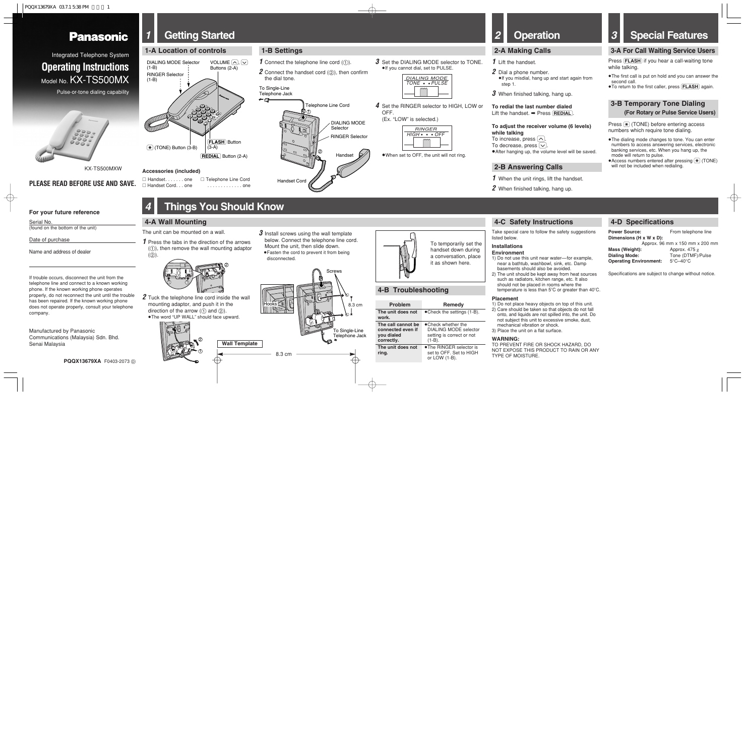# Panasonic

Integrated Telephone System

## Operating Instructions

Model No. KX-TS500MX

Pulse-or-tone dialing capability

KX-TS500MXW

**PLEASE READ BEFORE USE AND SAVE.**

**For your future reference**

Serial No.
(found on the bottom of the unit)

Date of purchase

Name and address of dealer

If trouble occurs, disconnect the unit from the telephone line and connect to a known working phone. If the known working phone operates properly, do not reconnect the unit until the trouble has been repaired. If the known working phone does not operate properly, consult your telephone company.

Manufactured by Panasonic Communications (Malaysia) Sdn. Bhd. Senai Malaysia

PQQX13679XA F0403-2073

# 1 Getting Started

## 1-A Location of controls

DIALING MODE Selector (1-B)
RINGER Selector (1-B)
VOLUME (∧), (∨) Buttons (2-A)
(✱) (TONE) Button (3-B)
FLASH Button (3-A)
REDIAL Button (2-A)

**Accessories (included)**

- Handset. . . . . . . one
- Handset Cord. . . one
- Telephone Line Cord . . . . . . . . . . . . . one

## 1-B Settings

**1** Connect the telephone line cord (①).

**2** Connect the handset cord (②), then confirm the dial tone.

To Single-Line Telephone Jack
Telephone Line Cord
DIALING MODE Selector
RINGER Selector
Handset
Handset Cord

**3** Set the DIALING MODE selector to TONE.
- If you cannot dial, set to PULSE.

DIALING MODE
TONE • • PULSE

**4** Set the RINGER selector to HIGH, LOW or OFF.
(Ex. "LOW" is selected.)

RINGER
HIGH • • • OFF

- When set to OFF, the unit will not ring.

# 2 Operation

## 2-A Making Calls

**1** Lift the handset.

**2** Dial a phone number.
- If you misdial, hang up and start again from step 1.

**3** When finished talking, hang up.

**To redial the last number dialed**
Lift the handset. ➡ Press REDIAL.

**To adjust the receiver volume (6 levels) while talking**
To increase, press (∧).
To decrease, press (∨).
- After hanging up, the volume level will be saved.

## 2-B Answering Calls

**1** When the unit rings, lift the handset.

**2** When finished talking, hang up.

# 3 Special Features

## 3-A For Call Waiting Service Users

Press FLASH if you hear a call-waiting tone while talking.

- The first call is put on hold and you can answer the second call.
- To return to the first caller, press FLASH again.

## 3-B Temporary Tone Dialing (For Rotary or Pulse Service Users)

Press (✱) (TONE) before entering access numbers which require tone dialing.

- The dialing mode changes to tone. You can enter numbers to access answering services, electronic banking services, etc. When you hang up, the mode will return to pulse.
- Access numbers entered after pressing (✱) (TONE) will not be included when redialing.

# 4 Things You Should Know

## 4-A Wall Mounting

The unit can be mounted on a wall.

**1** Press the tabs in the direction of the arrows (①), then remove the wall mounting adaptor (②).

**2** Tuck the telephone line cord inside the wall mounting adaptor, and push it in the direction of the arrow (① and ②).
- The word "UP WALL" should face upward.

**3** Install screws using the wall template below. Connect the telephone line cord. Mount the unit, then slide down.
- Fasten the cord to prevent it from being disconnected.

Screws
Hooks
8.3 cm
To Single-Line Telephone Jack

**Wall Template**

8.3 cm

To temporarily set the handset down during a conversation, place it as shown here.

## 4-B Troubleshooting

| Problem | Remedy |
|---|---|
| **The unit does not work.** | • Check the settings (1-B). |
| **The call cannot be connected even if you dialed correctly.** | • Check whether the DIALING MODE selector setting is correct or not (1-B). |
| **The unit does not ring.** | • The RINGER selector is set to OFF. Set to HIGH or LOW (1-B). |

## 4-C Safety Instructions

Take special care to follow the safety suggestions listed below.

**Installations**

**Environment**

1) Do not use this unit near water—for example, near a bathtub, washbowl, sink, etc. Damp basements should also be avoided.
2) The unit should be kept away from heat sources such as radiators, kitchen range, etc. It also should not be placed in rooms where the temperature is less than 5°C or greater than 40°C.

**Placement**

1) Do not place heavy objects on top of this unit.
2) Care should be taken so that objects do not fall onto, and liquids are not spilled into, the unit. Do not subject this unit to excessive smoke, dust, mechanical vibration or shock.
3) Place the unit on a flat surface.

**WARNING:**
TO PREVENT FIRE OR SHOCK HAZARD, DO NOT EXPOSE THIS PRODUCT TO RAIN OR ANY TYPE OF MOISTURE.

## 4-D Specifications

| | |
|---|---|
| **Power Source:** | From telephone line |
| **Dimensions (H x W x D):** | Approx. 96 mm x 150 mm x 200 mm |
| **Mass (Weight):** | Approx. 475 g |
| **Dialing Mode:** | Tone (DTMF)/Pulse |
| **Operating Environment:** | 5°C–40°C |

Specifications are subject to change without notice.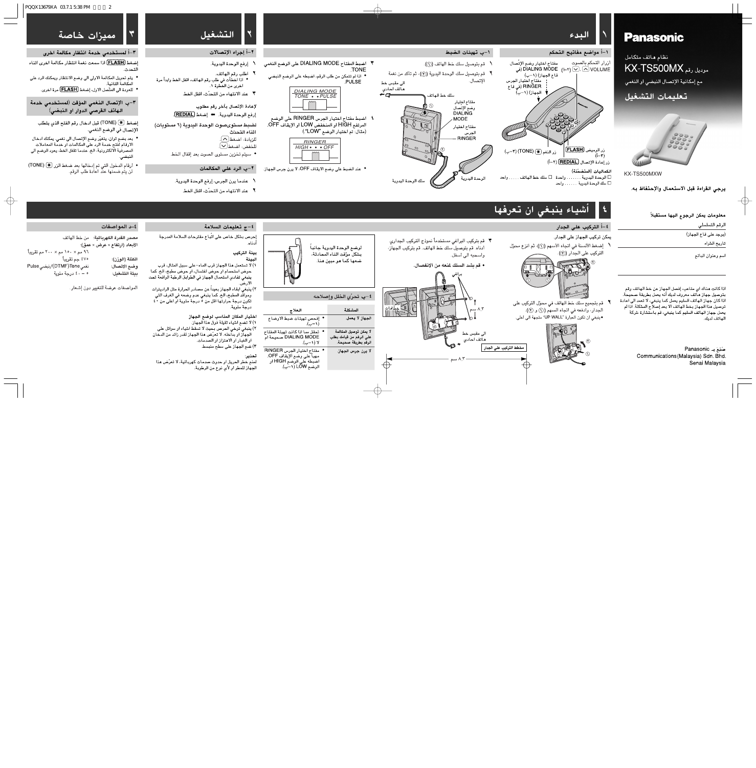# Panasonic

نظام هاتف متكامل

موديل رقم KX-TS500MX

مع إمكانية الإتصال النبضي او النغمي

## تعليمات التشغيل

KX-TS500MXW

**يرجى القراءة قبل الاستعمال والإحتفاظ به.**

**معلومات يمكن الرجوع اليها مستقبلاً**

الرقم التسلسلي

(يوجد على قاع الجهاز)

تاريخ الشراء

اسم وعنوان البائع

اذا كانت هناك اي متاعب، إفصل الجهاز عن خط الهاتف وقم بتوصيل جهاز هاتف معروف لديك أنه يعمل بطريقة صحيحة. اذا كان جهاز الهاتف السليم يعمل كما ينبغي، لا تعمد الى اعادة توصيل هذا الجهاز بخط الهاتف الا بعد إصلاح المشكلة. اذا لم يعمل جهاز الهاتف السليم كما ينبغي، قم باستشارة شركة الهاتف لديك.

صُنع بـ Panasonic
Communications(Malaysia) Sdn. Bhd.
Senai Malaysia

# ١ البدء

## ١-أ مواضع مفاتيح التحكم

أزرار التحكم بالصوت VOLUME (٢-ب)

مفتاح اختيار وضع الإتصال DIALING MODE (في قاع الجهاز) (١-ب)

مفتاح اختيار الجرس RINGER (في قاع الجهاز) (١-ب)

زر الوميض FLASH (٣-أ)

زر النغم (TONE) (٣-ب)

زر إعادة الإتصال REDIAL (٢-أ)

**الكماليات (المتضمَّنة)**

☐ الوحدة اليدوية ....... واحدة ☐ سلك خط الهاتف ....... واحد

☐ سلك الوحدة اليدوية ....... واحد

## ١-ب تهيئات الضبط

١ قم بتوصيل سلك خط الهاتف (①).

٢ قم بتوصيل سلك الوحدة اليدوية (②)، ثم تأكد من نغمة الإتصال.

٣ اضبط المفتاح DIALING MODE على الوضع النغمي TONE.

- اذا لم تتمكن من طلب الرقم، اضبطه على الوضع النبضي PULSE.

DIALING MODE
TONE • • PULSE

٤ اضبط مفتاح اختيار الجرس RINGER على الوضع المرتفع HIGH او المنخفض LOW او الإيقاف OFF. (مثال: تم اختيار الوضع "LOW".)

RINGER
HIGH • • • OFF

- عند الضبط على وضع الايقاف OFF، لا يرن جرس الجهاز.

الى مقبس خط هاتف احادي

سلك خط الهاتف

مفتاح اختيار وضع الإتصال DIALING MODE

مفتاح اختيار الجرس RINGER

الوحدة اليدوية

سلك الوحدة اليدوية

# ٢ التشغيل

## ٢-أ إجراء الإتصالات

١ إرفع الوحدة اليدوية.

٢ اطلب رقم الهاتف.

- اذا اخطأت في طلب رقم الهاتف، اقفل الخط وابدأ مرة اخرى من الخطوة ١.

٣ عند الانتهاء من التحدث، اقفل الخط.

**لإعادة الإتصال بآخر رقم مطلوب**

إرفع الوحدة اليدوية. ← إضغط REDIAL.

**لضبط مستوى صوت الوحدة اليدوية (٦ مستويات) اثناء التحدث**

للزيادة، اضغط ^.

للخفض، اضغط v.

- سيتم تخزين مستوى الصوت بعد إقفال الخط.

## ٢-ب الرد على المكالمات

١ عندما يرن الجرس، إرفع الوحدة اليدوية.

٢ عند الانتهاء من التحدث، اقفل الخط.

# ٣ مميزات خاصة

## ٣-أ لمستخدمي خدمة انتظار مكالمة اخرى

إضغط FLASH اذا سمعت نغمة انتظار مكالمة اخرى اثناء التحدث.

- يتم تحويل المكالمة الاولى الى وضع الانتظار ويمكنك الرد على المكالمة الثانية.
- للعودة الى المتصل الاول، إضغط FLASH مرة اخرى.

## ٣-ب الإتصال النغمي المؤقت (لمستخدمي خدمة الهاتف القرصي الدوار او النبضي)

إضغط * (TONE) قبل ادخال رقم الفتح الذي يتطلب الإتصال في الوضع النغمي.

- بعد بضع ثوان، يتغير وضع الإتصال الى نغمي. يمكنك ادخال الارقام لفتح خدمة الرد على المكالمات او خدمة المعاملات المصرفية الالكترونية، الخ. عندما تقفل الخط، يعود الوضع الى النبضي.
- ارقام الدخول التي تم إدخالها بعد ضغط الزر * (TONE) لن يتم ضمنها عند اعادة طلب الرقم.

# ٤ أشياء ينبغي ان تعرفها

## ٤-أ التركيب على الجدار

يمكن تركيب الجهاز على الجدار.

١ إضغط الألسنة في اتجاه الأسهم (①)، ثم انزع محوّل التركيب على الجدار (②).

٢ قم بتجميع سلك خط الهاتف في محوّل التركيب على الجدار، وادفعه في اتجاه السهم (① و ②).

- ينبغي ان تكون العبارة "UP WALL" متجهة الى اعلى.

٣ قم بتركيب البراغي مستخدماً نموذج التركيب الجداري أدناه. قم بتوصيل سلك خط الهاتف. قم بتركيب الجهاز، واسحبه الى اسفل.

- **قم بشد السلك لمنعه من الإنفصال.**

براغي

خطافات

٨,٣ سم

الى مقبس خط هاتف احادي

مخطط التركيب على الجدار

٨,٣ سم

لوضع الوحدة اليدوية جانباً بشكل مؤقت اثناء المحادثة، ضعها كما هو مبين هنا.

## ٤-ب تحرّي الخلل وإصلاحه

| المشكلة | العلاج |
|---|---|
| الجهاز لا يعمل. | • إفحص تهيئات ضبط الاوضاع (١-ب). |
| لا يمكن توصيل المكالمة على الرقم من قيامك بطلب الرقم بطريقة صحيحة. | • تحقق مما اذا كانت تهيئة المفتاح DIALING MODE صحيحة أم لا (١-ب). |
| لا يرن جرس الجهاز. | • مفتاح اختيار الجرس RINGER مهيأ على وضع الإيقاف OFF. اضبطه على الوضع HIGH او الوضع LOW (١-ب). |

## ٤-ج تعليمات السلامة

إحرص بشكل خاص على اتّباع مقترحات السلامة المدرجة أدناه.

**بيئة التركيب**

**البيئة**

١) لا تستعمل هذا الجهاز قرب الماء–على سبيل المثال، قرب حوض استحمام او حوض اغتسال، او حوض مطبخ، الخ. كما ينبغي تفادي استعمال الجهاز في الطوابق الرطبة الواقعة تحت الارض.

٢) ينبغي ابقاء الجهاز بعيداً عن مصادر الحرارة مثل الراديترات ومواقد المطبخ، الخ. كما ينبغي عدم وضعه في الغرف التي تكون درجة حرارتها اقل من ٥ درجة مئوية او اعلى من ٤٠ درجة مئوية.

**اختيار المكان المناسب لوضع الجهاز**

١) لا تضع اشياء ثقيلة فوق هذا الجهاز.

٢) ينبغي توخي الحرص بحيث لا تسقط اشياء او سوائل على الجهاز او بداخله. لا تعرّض هذا الجهاز لقدر زائد من الدخان او الغبار او الاهتزاز او الصدمات.

٣) ضع الجهاز على سطح منبسط.

**تحذير:**

لمنع خطر الحريق او حدوث صدمات كهربائية، لا تعرّض هذا الجهاز للمطر او لأي نوع من الرطوبة.

## ٤-د المواصفات

| | |
|---|---|
| مصدر القدرة الكهربائية: | من خط الهاتف |
| الأبعاد (ارتفاع × عرض × عمق): | ٩٦ مم × ١٥٠ مم × ٢٠٠ مم تقريباً |
| الكتلة (الوزن): | ٤٧٥ جم تقريباً |
| وضع الإتصال: | نغمي Tone(DTMF)/نبضي Pulse |
| بيئة التشغيل: | ٥ – ٤٠ درجة مئوية |

المواصفات عرضة للتغيير دون إشعار.